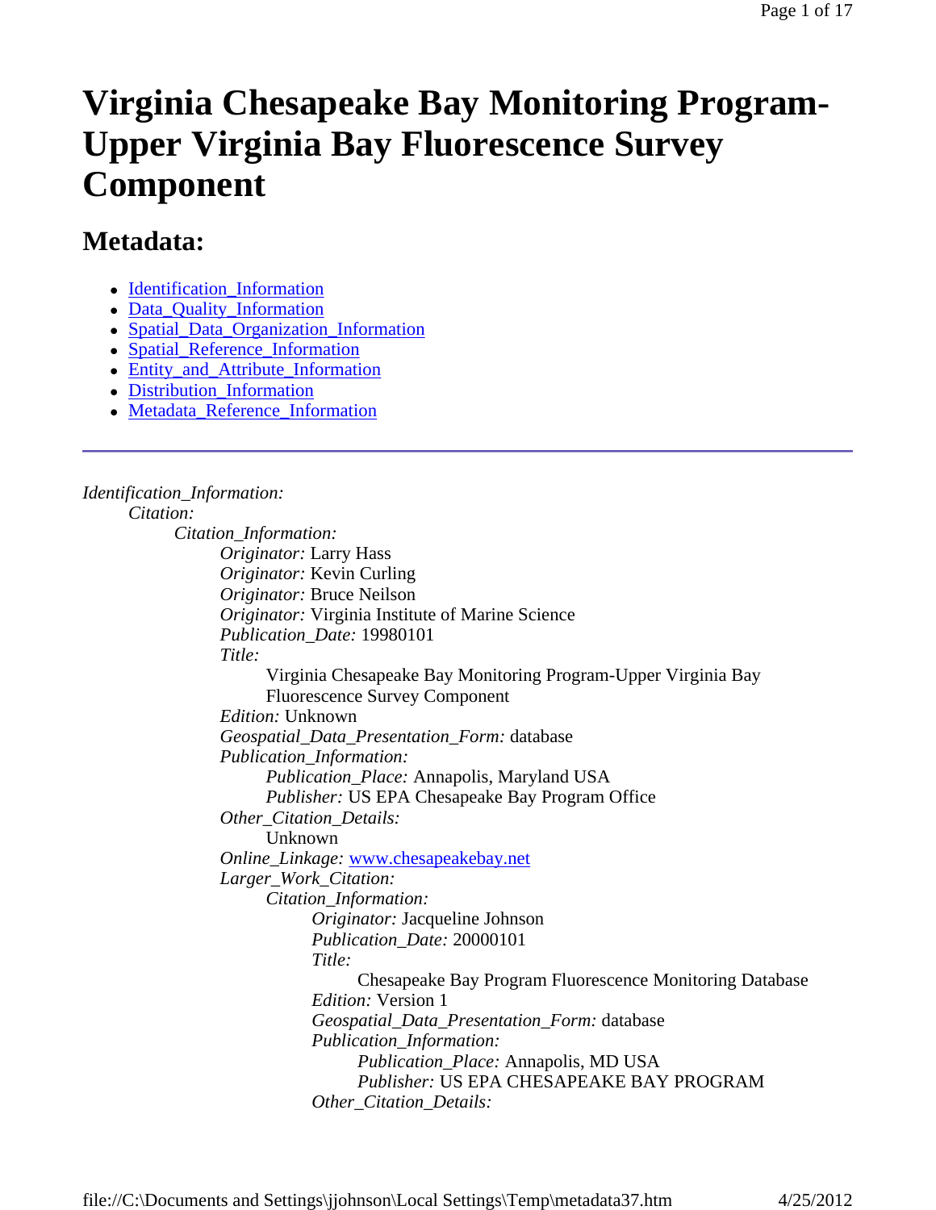# Virginia Chesapeake Bay Monitoring Program-Upper Virginia Bay Fluorescence Survey Component

## Metadata:

- Identification_Information
- Data_Quality_Information
- Spatial_Data_Organization_Information
- Spatial_Reference_Information
- Entity_and_Attribute_Information
- Distribution_Information
- Metadata_Reference_Information

---

*Identification_Information:*
- *Citation:*
  - *Citation_Information:*
    - *Originator:* Larry Hass
    - *Originator:* Kevin Curling
    - *Originator:* Bruce Neilson
    - *Originator:* Virginia Institute of Marine Science
    - *Publication_Date:* 19980101
    - *Title:*
      - Virginia Chesapeake Bay Monitoring Program-Upper Virginia Bay Fluorescence Survey Component
    - *Edition:* Unknown
    - *Geospatial_Data_Presentation_Form:* database
    - *Publication_Information:*
      - *Publication_Place:* Annapolis, Maryland USA
      - *Publisher:* US EPA Chesapeake Bay Program Office
    - *Other_Citation_Details:*
      - Unknown
    - *Online_Linkage:* www.chesapeakebay.net
    - *Larger_Work_Citation:*
      - *Citation_Information:*
        - *Originator:* Jacqueline Johnson
        - *Publication_Date:* 20000101
        - *Title:*
          - Chesapeake Bay Program Fluorescence Monitoring Database
        - *Edition:* Version 1
        - *Geospatial_Data_Presentation_Form:* database
        - *Publication_Information:*
          - *Publication_Place:* Annapolis, MD USA
          - *Publisher:* US EPA CHESAPEAKE BAY PROGRAM
        - *Other_Citation_Details:*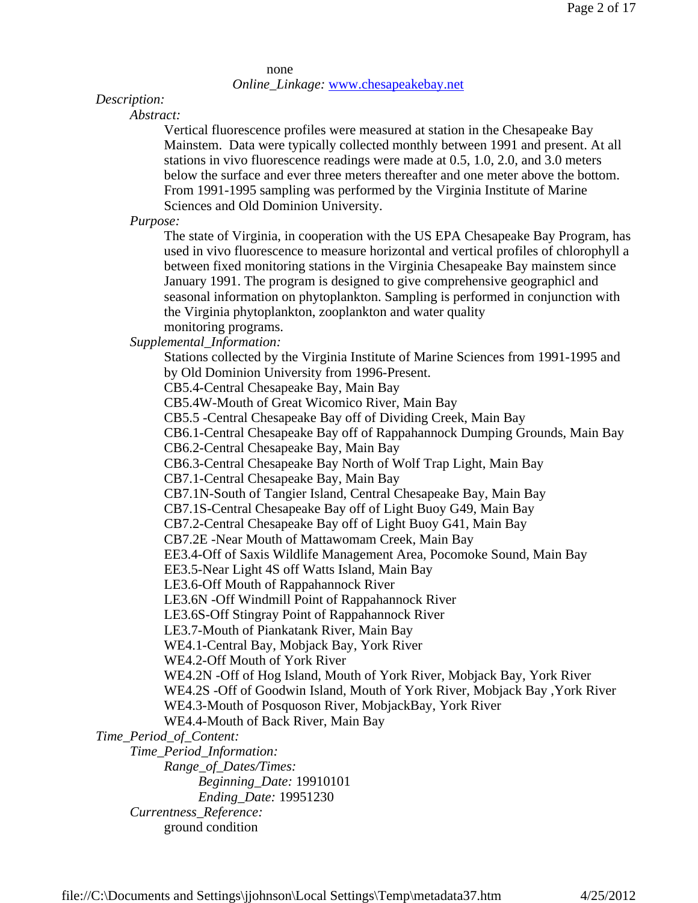none

*Online_Linkage:* www.chesapeakebay.net

*Description:*

*Abstract:*

Vertical fluorescence profiles were measured at station in the Chesapeake Bay Mainstem. Data were typically collected monthly between 1991 and present. At all stations in vivo fluorescence readings were made at 0.5, 1.0, 2.0, and 3.0 meters below the surface and ever three meters thereafter and one meter above the bottom. From 1991-1995 sampling was performed by the Virginia Institute of Marine Sciences and Old Dominion University.

*Purpose:*

The state of Virginia, in cooperation with the US EPA Chesapeake Bay Program, has used in vivo fluorescence to measure horizontal and vertical profiles of chlorophyll a between fixed monitoring stations in the Virginia Chesapeake Bay mainstem since January 1991. The program is designed to give comprehensive geographicl and seasonal information on phytoplankton. Sampling is performed in conjunction with the Virginia phytoplankton, zooplankton and water quality monitoring programs.

*Supplemental_Information:*

Stations collected by the Virginia Institute of Marine Sciences from 1991-1995 and by Old Dominion University from 1996-Present.
CB5.4-Central Chesapeake Bay, Main Bay
CB5.4W-Mouth of Great Wicomico River, Main Bay
CB5.5 -Central Chesapeake Bay off of Dividing Creek, Main Bay
CB6.1-Central Chesapeake Bay off of Rappahannock Dumping Grounds, Main Bay
CB6.2-Central Chesapeake Bay, Main Bay
CB6.3-Central Chesapeake Bay North of Wolf Trap Light, Main Bay
CB7.1-Central Chesapeake Bay, Main Bay
CB7.1N-South of Tangier Island, Central Chesapeake Bay, Main Bay
CB7.1S-Central Chesapeake Bay off of Light Buoy G49, Main Bay
CB7.2-Central Chesapeake Bay off of Light Buoy G41, Main Bay
CB7.2E -Near Mouth of Mattawomam Creek, Main Bay
EE3.4-Off of Saxis Wildlife Management Area, Pocomoke Sound, Main Bay
EE3.5-Near Light 4S off Watts Island, Main Bay
LE3.6-Off Mouth of Rappahannock River
LE3.6N -Off Windmill Point of Rappahannock River
LE3.6S-Off Stingray Point of Rappahannock River
LE3.7-Mouth of Piankatank River, Main Bay
WE4.1-Central Bay, Mobjack Bay, York River
WE4.2-Off Mouth of York River
WE4.2N -Off of Hog Island, Mouth of York River, Mobjack Bay, York River
WE4.2S -Off of Goodwin Island, Mouth of York River, Mobjack Bay ,York River
WE4.3-Mouth of Posquoson River, MobjackBay, York River
WE4.4-Mouth of Back River, Main Bay

*Time_Period_of_Content:*

*Time_Period_Information:*

*Range_of_Dates/Times:*

*Beginning_Date:* 19910101

*Ending_Date:* 19951230

*Currentness_Reference:*

ground condition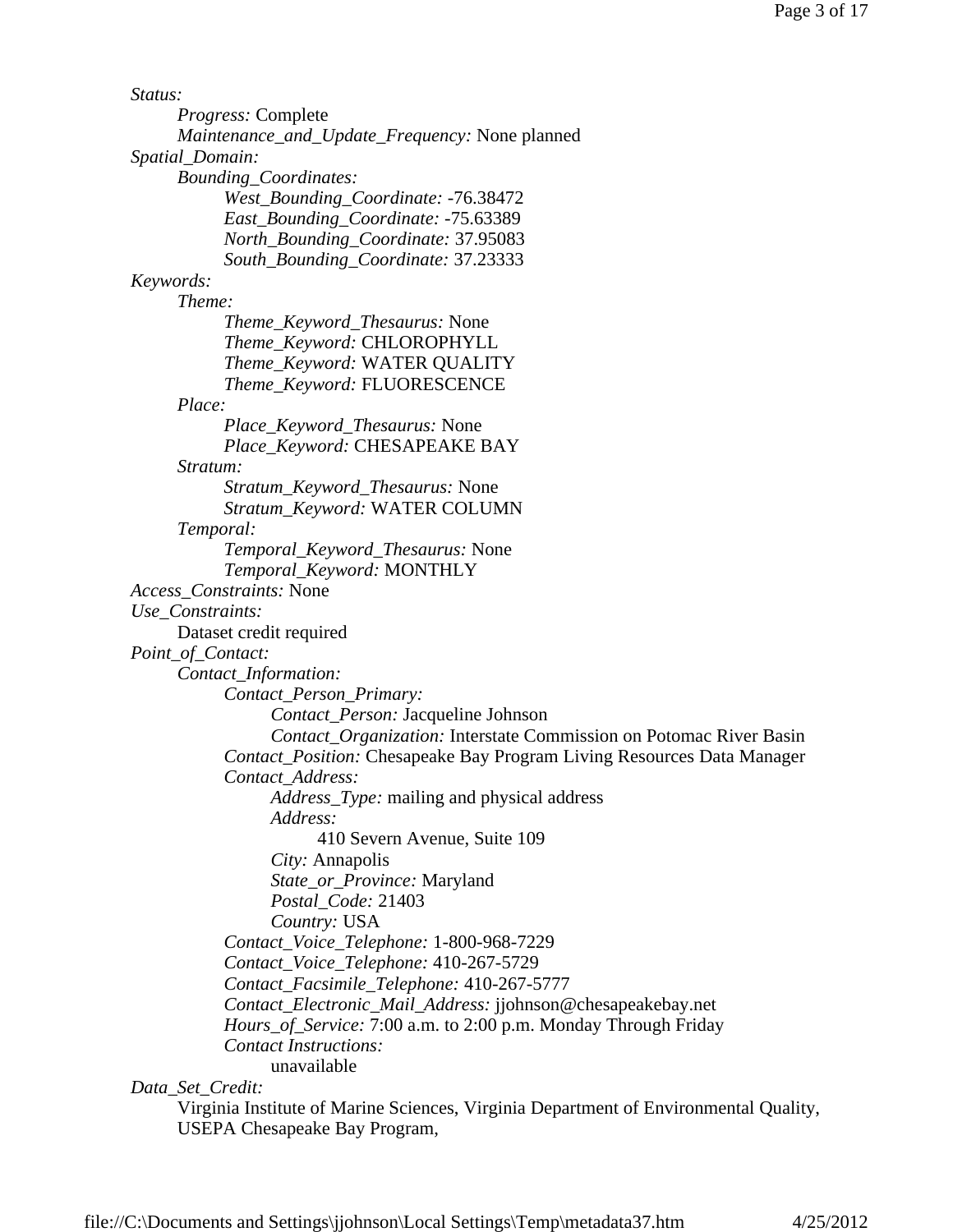*Status:*
- *Progress:* Complete
- *Maintenance_and_Update_Frequency:* None planned

*Spatial_Domain:*
- *Bounding_Coordinates:*
  - *West_Bounding_Coordinate:* -76.38472
  - *East_Bounding_Coordinate:* -75.63389
  - *North_Bounding_Coordinate:* 37.95083
  - *South_Bounding_Coordinate:* 37.23333

*Keywords:*
- *Theme:*
  - *Theme_Keyword_Thesaurus:* None
  - *Theme_Keyword:* CHLOROPHYLL
  - *Theme_Keyword:* WATER QUALITY
  - *Theme_Keyword:* FLUORESCENCE
- *Place:*
  - *Place_Keyword_Thesaurus:* None
  - *Place_Keyword:* CHESAPEAKE BAY
- *Stratum:*
  - *Stratum_Keyword_Thesaurus:* None
  - *Stratum_Keyword:* WATER COLUMN
- *Temporal:*
  - *Temporal_Keyword_Thesaurus:* None
  - *Temporal_Keyword:* MONTHLY

*Access_Constraints:* None

*Use_Constraints:*
- Dataset credit required

*Point_of_Contact:*
- *Contact_Information:*
  - *Contact_Person_Primary:*
    - *Contact_Person:* Jacqueline Johnson
    - *Contact_Organization:* Interstate Commission on Potomac River Basin
  - *Contact_Position:* Chesapeake Bay Program Living Resources Data Manager
  - *Contact_Address:*
    - *Address_Type:* mailing and physical address
    - *Address:*
      - 410 Severn Avenue, Suite 109
    - *City:* Annapolis
    - *State_or_Province:* Maryland
    - *Postal_Code:* 21403
    - *Country:* USA
  - *Contact_Voice_Telephone:* 1-800-968-7229
  - *Contact_Voice_Telephone:* 410-267-5729
  - *Contact_Facsimile_Telephone:* 410-267-5777
  - *Contact_Electronic_Mail_Address:* jjohnson@chesapeakebay.net
  - *Hours_of_Service:* 7:00 a.m. to 2:00 p.m. Monday Through Friday
  - *Contact Instructions:*
    - unavailable

*Data_Set_Credit:*
- Virginia Institute of Marine Sciences, Virginia Department of Environmental Quality, USEPA Chesapeake Bay Program,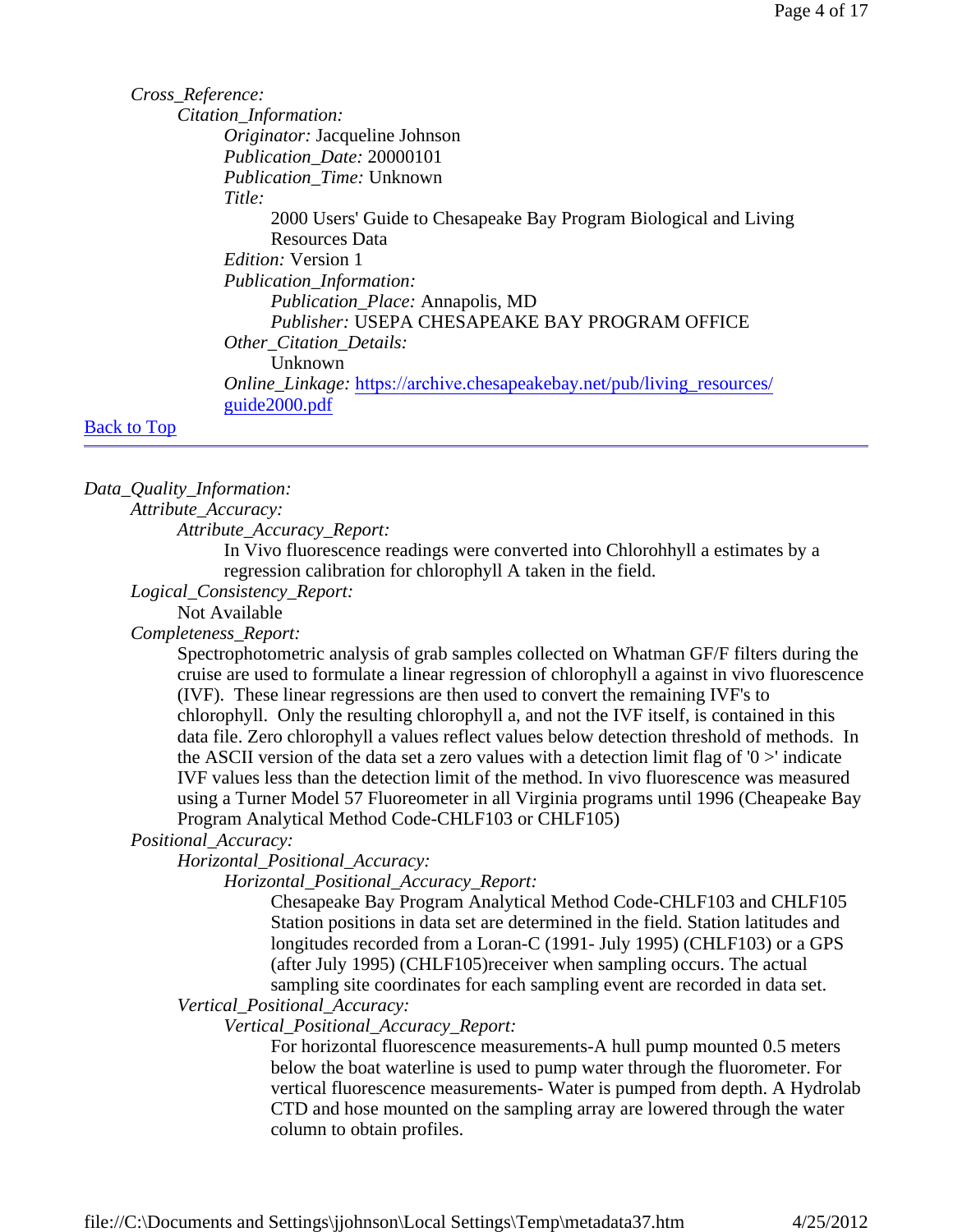*Cross_Reference:*

*Citation_Information:*

*Originator:* Jacqueline Johnson

*Publication_Date:* 20000101

*Publication_Time:* Unknown

*Title:*

2000 Users' Guide to Chesapeake Bay Program Biological and Living Resources Data

*Edition:* Version 1

*Publication_Information:*

*Publication_Place:* Annapolis, MD

*Publisher:* USEPA CHESAPEAKE BAY PROGRAM OFFICE

*Other_Citation_Details:*

Unknown

*Online_Linkage:* [https://archive.chesapeakebay.net/pub/living_resources/guide2000.pdf](https://archive.chesapeakebay.net/pub/living_resources/guide2000.pdf)

[Back to Top](#)

---

*Data_Quality_Information:*

*Attribute_Accuracy:*

*Attribute_Accuracy_Report:*

In Vivo fluorescence readings were converted into Chlorohhyll a estimates by a regression calibration for chlorophyll A taken in the field.

*Logical_Consistency_Report:*

Not Available

*Completeness_Report:*

Spectrophotometric analysis of grab samples collected on Whatman GF/F filters during the cruise are used to formulate a linear regression of chlorophyll a against in vivo fluorescence (IVF). These linear regressions are then used to convert the remaining IVF's to chlorophyll. Only the resulting chlorophyll a, and not the IVF itself, is contained in this data file. Zero chlorophyll a values reflect values below detection threshold of methods. In the ASCII version of the data set a zero values with a detection limit flag of '0 >' indicate IVF values less than the detection limit of the method. In vivo fluorescence was measured using a Turner Model 57 Fluoreometer in all Virginia programs until 1996 (Cheapeake Bay Program Analytical Method Code-CHLF103 or CHLF105)

*Positional_Accuracy:*

*Horizontal_Positional_Accuracy:*

*Horizontal_Positional_Accuracy_Report:*

Chesapeake Bay Program Analytical Method Code-CHLF103 and CHLF105 Station positions in data set are determined in the field. Station latitudes and longitudes recorded from a Loran-C (1991- July 1995) (CHLF103) or a GPS (after July 1995) (CHLF105)receiver when sampling occurs. The actual sampling site coordinates for each sampling event are recorded in data set.

*Vertical_Positional_Accuracy:*

*Vertical_Positional_Accuracy_Report:*

For horizontal fluorescence measurements-A hull pump mounted 0.5 meters below the boat waterline is used to pump water through the fluorometer. For vertical fluorescence measurements- Water is pumped from depth. A Hydrolab CTD and hose mounted on the sampling array are lowered through the water column to obtain profiles.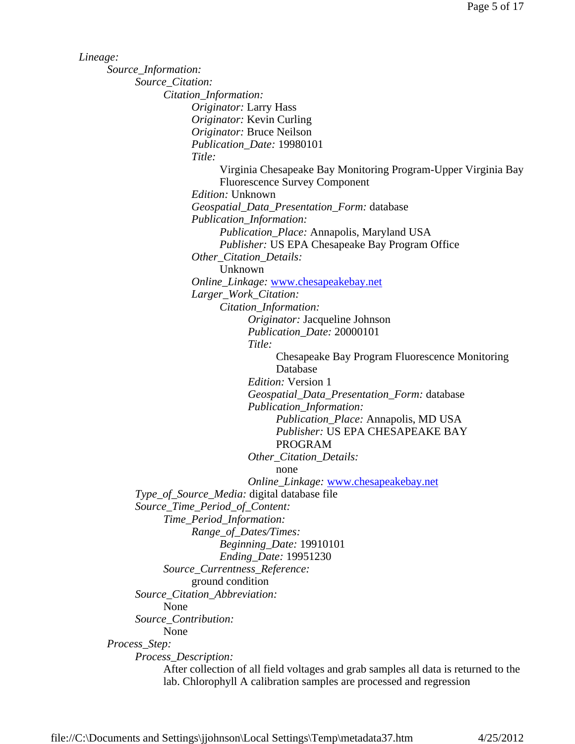*Lineage:*

- *Source_Information:*
  - *Source_Citation:*
    - *Citation_Information:*
      - *Originator:* Larry Hass
      - *Originator:* Kevin Curling
      - *Originator:* Bruce Neilson
      - *Publication_Date:* 19980101
      - *Title:*
        - Virginia Chesapeake Bay Monitoring Program-Upper Virginia Bay Fluorescence Survey Component
      - *Edition:* Unknown
      - *Geospatial_Data_Presentation_Form:* database
      - *Publication_Information:*
        - *Publication_Place:* Annapolis, Maryland USA
        - *Publisher:* US EPA Chesapeake Bay Program Office
      - *Other_Citation_Details:*
        - Unknown
      - *Online_Linkage:* [www.chesapeakebay.net](www.chesapeakebay.net)
      - *Larger_Work_Citation:*
        - *Citation_Information:*
          - *Originator:* Jacqueline Johnson
          - *Publication_Date:* 20000101
          - *Title:*
            - Chesapeake Bay Program Fluorescence Monitoring Database
          - *Edition:* Version 1
          - *Geospatial_Data_Presentation_Form:* database
          - *Publication_Information:*
            - *Publication_Place:* Annapolis, MD USA
            - *Publisher:* US EPA CHESAPEAKE BAY PROGRAM
          - *Other_Citation_Details:*
            - none
          - *Online_Linkage:* [www.chesapeakebay.net](www.chesapeakebay.net)
  - *Type_of_Source_Media:* digital database file
  - *Source_Time_Period_of_Content:*
    - *Time_Period_Information:*
      - *Range_of_Dates/Times:*
        - *Beginning_Date:* 19910101
        - *Ending_Date:* 19951230
    - *Source_Currentness_Reference:*
      - ground condition
  - *Source_Citation_Abbreviation:*
    - None
  - *Source_Contribution:*
    - None
- *Process_Step:*
  - *Process_Description:*
    - After collection of all field voltages and grab samples all data is returned to the lab. Chlorophyll A calibration samples are processed and regression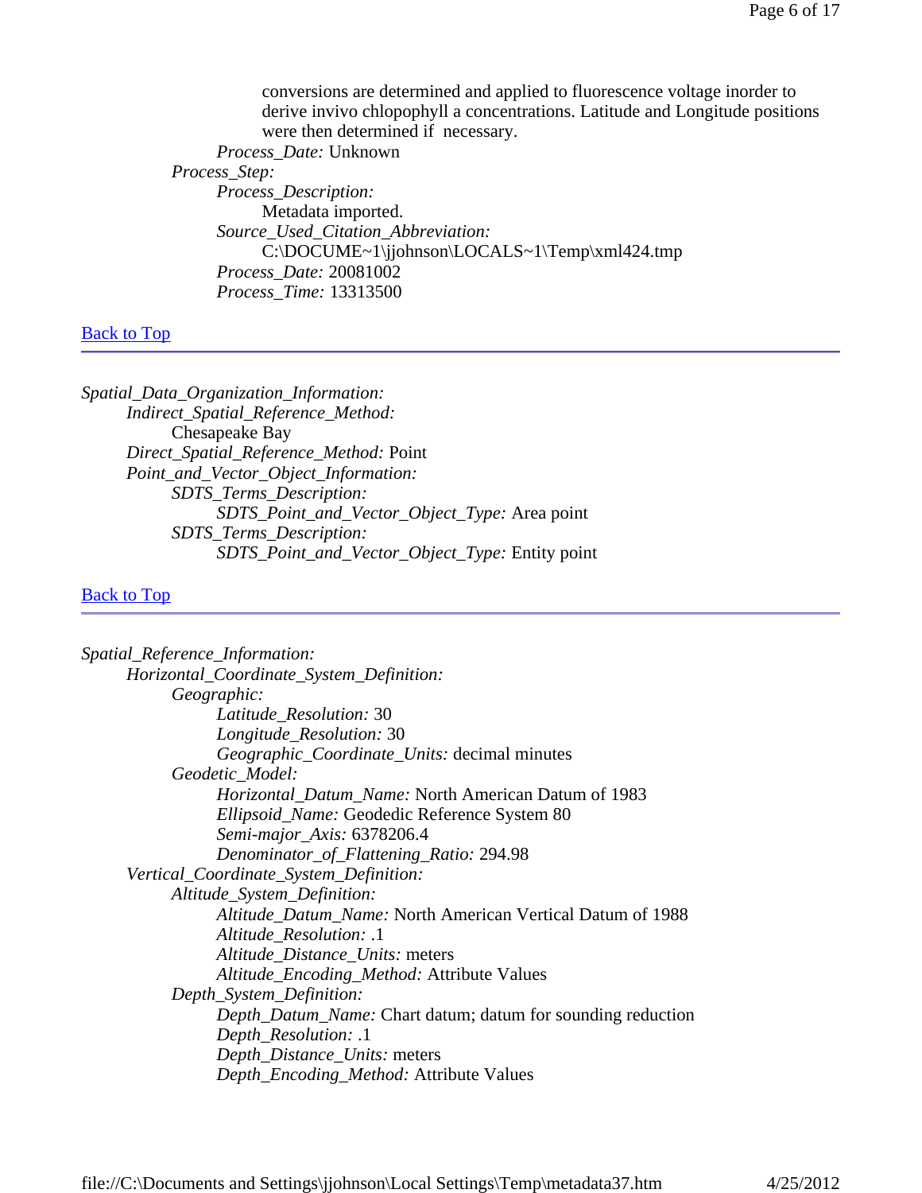conversions are determined and applied to fluorescence voltage inorder to derive invivo chlopophyll a concentrations. Latitude and Longitude positions were then determined if necessary.

*Process_Date:* Unknown

*Process_Step:*

*Process_Description:*

Metadata imported.

*Source_Used_Citation_Abbreviation:*

C:\DOCUME~1\jjohnson\LOCALS~1\Temp\xml424.tmp

*Process_Date:* 20081002

*Process_Time:* 13313500

Back to Top

---

*Spatial_Data_Organization_Information:*

*Indirect_Spatial_Reference_Method:*

Chesapeake Bay

*Direct_Spatial_Reference_Method:* Point

*Point_and_Vector_Object_Information:*

*SDTS_Terms_Description:*

*SDTS_Point_and_Vector_Object_Type:* Area point

*SDTS_Terms_Description:*

*SDTS_Point_and_Vector_Object_Type:* Entity point

Back to Top

---

*Spatial_Reference_Information:*

*Horizontal_Coordinate_System_Definition:*

*Geographic:*

*Latitude_Resolution:* 30

*Longitude_Resolution:* 30

*Geographic_Coordinate_Units:* decimal minutes

*Geodetic_Model:*

*Horizontal_Datum_Name:* North American Datum of 1983

*Ellipsoid_Name:* Geodedic Reference System 80

*Semi-major_Axis:* 6378206.4

*Denominator_of_Flattening_Ratio:* 294.98

*Vertical_Coordinate_System_Definition:*

*Altitude_System_Definition:*

*Altitude_Datum_Name:* North American Vertical Datum of 1988

*Altitude_Resolution:* .1

*Altitude_Distance_Units:* meters

*Altitude_Encoding_Method:* Attribute Values

*Depth_System_Definition:*

*Depth_Datum_Name:* Chart datum; datum for sounding reduction

*Depth_Resolution:* .1

*Depth_Distance_Units:* meters

*Depth_Encoding_Method:* Attribute Values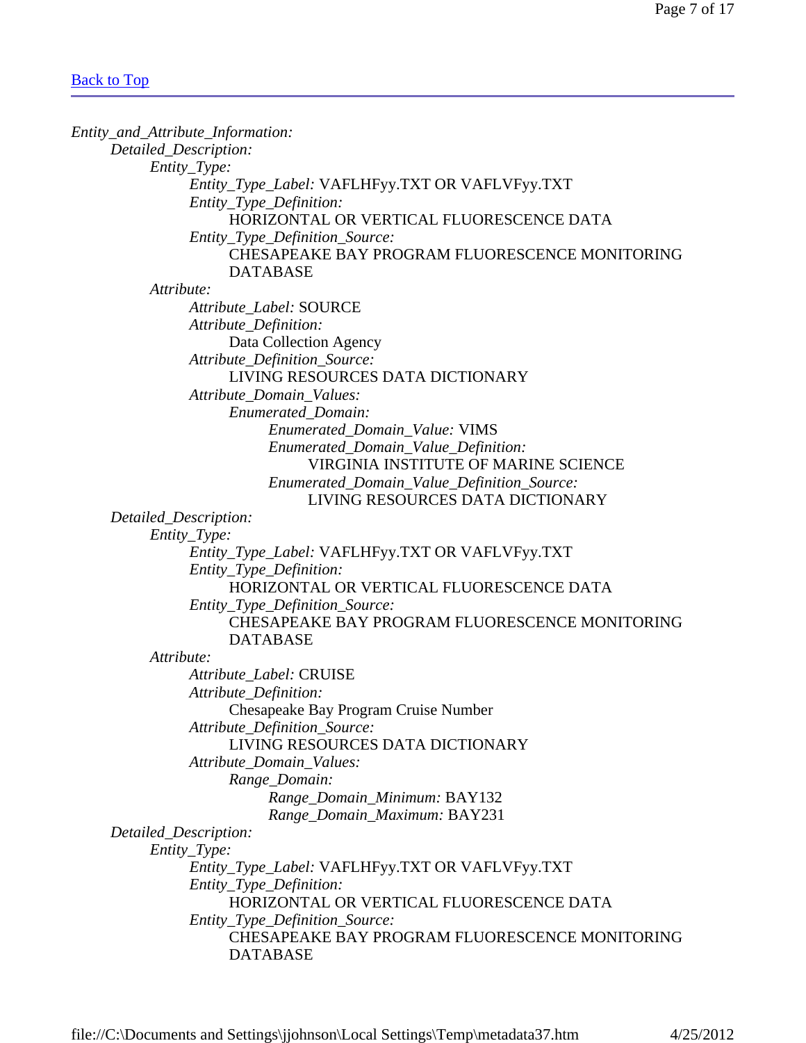[Back to Top](#top)

---

*Entity_and_Attribute_Information:*

- *Detailed_Description:*
  - *Entity_Type:*
    - *Entity_Type_Label:* VAFLHFyy.TXT OR VAFLVFyy.TXT
    - *Entity_Type_Definition:*
      - HORIZONTAL OR VERTICAL FLUORESCENCE DATA
    - *Entity_Type_Definition_Source:*
      - CHESAPEAKE BAY PROGRAM FLUORESCENCE MONITORING DATABASE
  - *Attribute:*
    - *Attribute_Label:* SOURCE
    - *Attribute_Definition:*
      - Data Collection Agency
    - *Attribute_Definition_Source:*
      - LIVING RESOURCES DATA DICTIONARY
    - *Attribute_Domain_Values:*
      - *Enumerated_Domain:*
        - *Enumerated_Domain_Value:* VIMS
        - *Enumerated_Domain_Value_Definition:*
          - VIRGINIA INSTITUTE OF MARINE SCIENCE
        - *Enumerated_Domain_Value_Definition_Source:*
          - LIVING RESOURCES DATA DICTIONARY
- *Detailed_Description:*
  - *Entity_Type:*
    - *Entity_Type_Label:* VAFLHFyy.TXT OR VAFLVFyy.TXT
    - *Entity_Type_Definition:*
      - HORIZONTAL OR VERTICAL FLUORESCENCE DATA
    - *Entity_Type_Definition_Source:*
      - CHESAPEAKE BAY PROGRAM FLUORESCENCE MONITORING DATABASE
  - *Attribute:*
    - *Attribute_Label:* CRUISE
    - *Attribute_Definition:*
      - Chesapeake Bay Program Cruise Number
    - *Attribute_Definition_Source:*
      - LIVING RESOURCES DATA DICTIONARY
    - *Attribute_Domain_Values:*
      - *Range_Domain:*
        - *Range_Domain_Minimum:* BAY132
        - *Range_Domain_Maximum:* BAY231
- *Detailed_Description:*
  - *Entity_Type:*
    - *Entity_Type_Label:* VAFLHFyy.TXT OR VAFLVFyy.TXT
    - *Entity_Type_Definition:*
      - HORIZONTAL OR VERTICAL FLUORESCENCE DATA
    - *Entity_Type_Definition_Source:*
      - CHESAPEAKE BAY PROGRAM FLUORESCENCE MONITORING DATABASE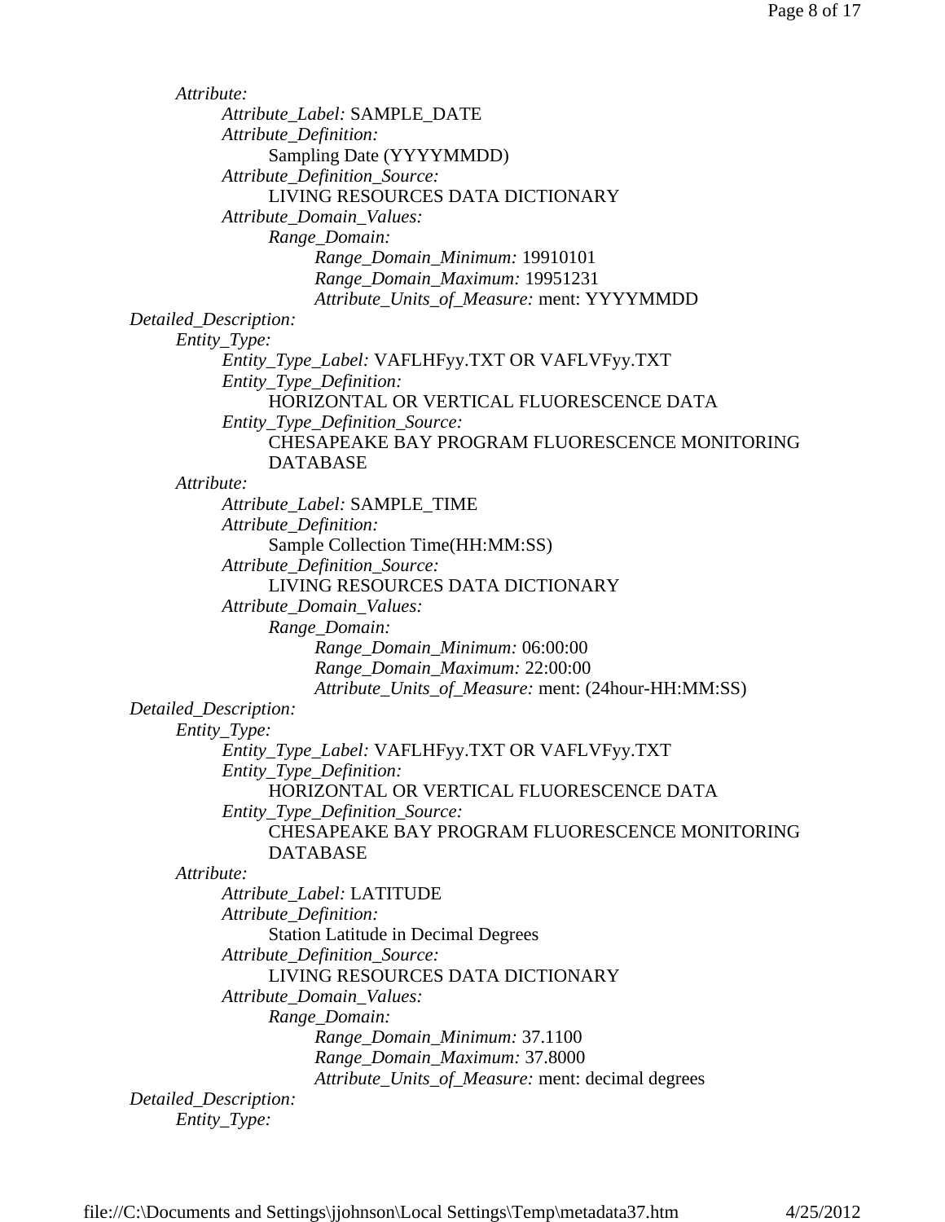*Attribute:*

- *Attribute_Label:* SAMPLE_DATE
- *Attribute_Definition:*
  - Sampling Date (YYYYMMDD)
- *Attribute_Definition_Source:*
  - LIVING RESOURCES DATA DICTIONARY
- *Attribute_Domain_Values:*
  - *Range_Domain:*
    - *Range_Domain_Minimum:* 19910101
    - *Range_Domain_Maximum:* 19951231
    - *Attribute_Units_of_Measure:* ment: YYYYMMDD

*Detailed_Description:*

*Entity_Type:*

- *Entity_Type_Label:* VAFLHFyy.TXT OR VAFLVFyy.TXT
- *Entity_Type_Definition:*
  - HORIZONTAL OR VERTICAL FLUORESCENCE DATA
- *Entity_Type_Definition_Source:*
  - CHESAPEAKE BAY PROGRAM FLUORESCENCE MONITORING DATABASE

*Attribute:*

- *Attribute_Label:* SAMPLE_TIME
- *Attribute_Definition:*
  - Sample Collection Time(HH:MM:SS)
- *Attribute_Definition_Source:*
  - LIVING RESOURCES DATA DICTIONARY
- *Attribute_Domain_Values:*
  - *Range_Domain:*
    - *Range_Domain_Minimum:* 06:00:00
    - *Range_Domain_Maximum:* 22:00:00
    - *Attribute_Units_of_Measure:* ment: (24hour-HH:MM:SS)

*Detailed_Description:*

*Entity_Type:*

- *Entity_Type_Label:* VAFLHFyy.TXT OR VAFLVFyy.TXT
- *Entity_Type_Definition:*
  - HORIZONTAL OR VERTICAL FLUORESCENCE DATA
- *Entity_Type_Definition_Source:*
  - CHESAPEAKE BAY PROGRAM FLUORESCENCE MONITORING DATABASE

*Attribute:*

- *Attribute_Label:* LATITUDE
- *Attribute_Definition:*
  - Station Latitude in Decimal Degrees
- *Attribute_Definition_Source:*
  - LIVING RESOURCES DATA DICTIONARY
- *Attribute_Domain_Values:*
  - *Range_Domain:*
    - *Range_Domain_Minimum:* 37.1100
    - *Range_Domain_Maximum:* 37.8000
    - *Attribute_Units_of_Measure:* ment: decimal degrees

*Detailed_Description:*

*Entity_Type:*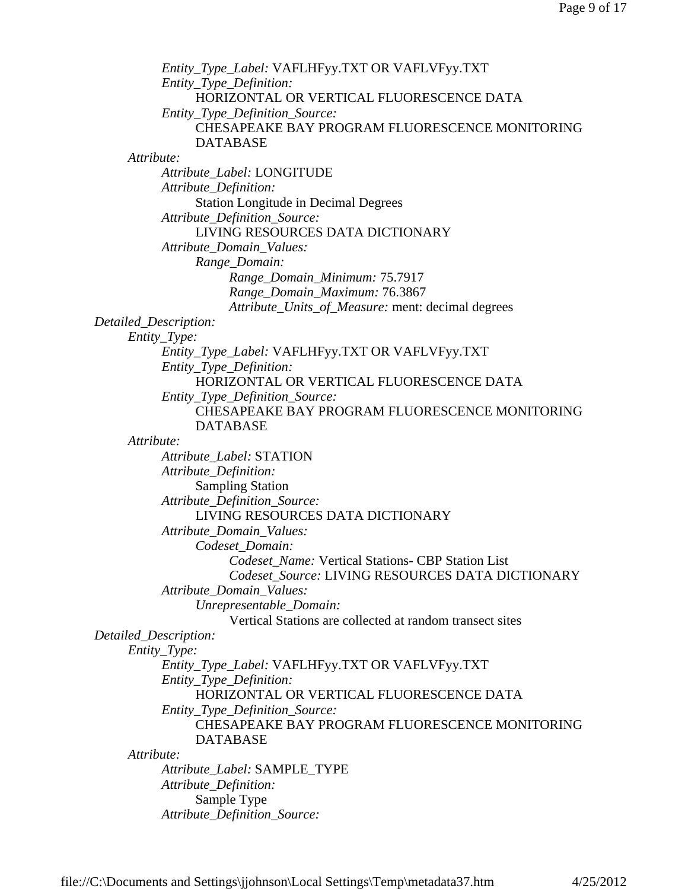*Entity_Type_Label:* VAFLHFyy.TXT OR VAFLVFyy.TXT
*Entity_Type_Definition:*
HORIZONTAL OR VERTICAL FLUORESCENCE DATA
*Entity_Type_Definition_Source:*
CHESAPEAKE BAY PROGRAM FLUORESCENCE MONITORING DATABASE

*Attribute:*
*Attribute_Label:* LONGITUDE
*Attribute_Definition:*
Station Longitude in Decimal Degrees
*Attribute_Definition_Source:*
LIVING RESOURCES DATA DICTIONARY
*Attribute_Domain_Values:*
*Range_Domain:*
*Range_Domain_Minimum:* 75.7917
*Range_Domain_Maximum:* 76.3867
*Attribute_Units_of_Measure:* ment: decimal degrees

*Detailed_Description:*
*Entity_Type:*
*Entity_Type_Label:* VAFLHFyy.TXT OR VAFLVFyy.TXT
*Entity_Type_Definition:*
HORIZONTAL OR VERTICAL FLUORESCENCE DATA
*Entity_Type_Definition_Source:*
CHESAPEAKE BAY PROGRAM FLUORESCENCE MONITORING DATABASE

*Attribute:*
*Attribute_Label:* STATION
*Attribute_Definition:*
Sampling Station
*Attribute_Definition_Source:*
LIVING RESOURCES DATA DICTIONARY
*Attribute_Domain_Values:*
*Codeset_Domain:*
*Codeset_Name:* Vertical Stations- CBP Station List
*Codeset_Source:* LIVING RESOURCES DATA DICTIONARY
*Attribute_Domain_Values:*
*Unrepresentable_Domain:*
Vertical Stations are collected at random transect sites

*Detailed_Description:*
*Entity_Type:*
*Entity_Type_Label:* VAFLHFyy.TXT OR VAFLVFyy.TXT
*Entity_Type_Definition:*
HORIZONTAL OR VERTICAL FLUORESCENCE DATA
*Entity_Type_Definition_Source:*
CHESAPEAKE BAY PROGRAM FLUORESCENCE MONITORING DATABASE

*Attribute:*
*Attribute_Label:* SAMPLE_TYPE
*Attribute_Definition:*
Sample Type
*Attribute_Definition_Source:*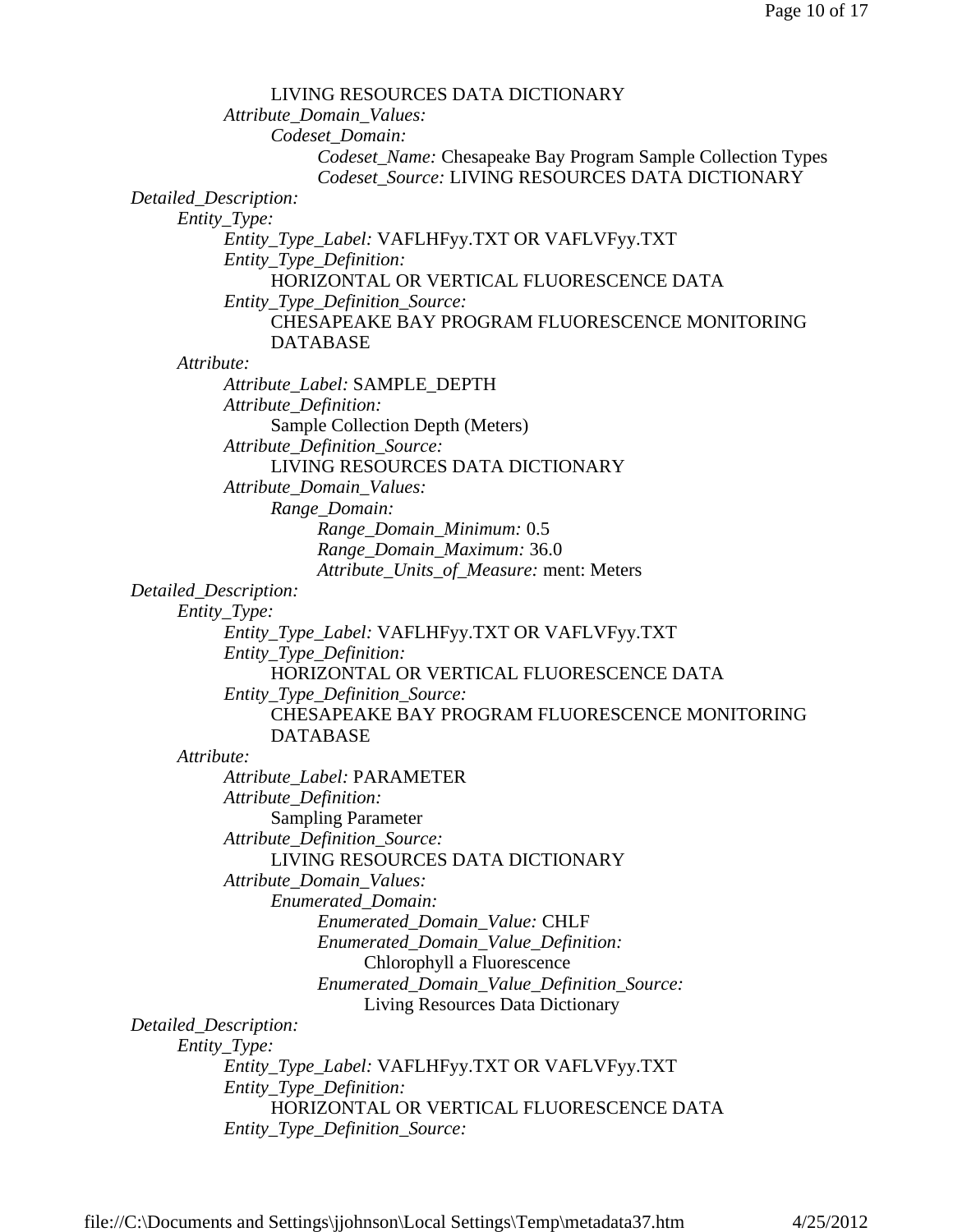LIVING RESOURCES DATA DICTIONARY

*Attribute_Domain_Values:*

*Codeset_Domain:*

*Codeset_Name:* Chesapeake Bay Program Sample Collection Types

*Codeset_Source:* LIVING RESOURCES DATA DICTIONARY

*Detailed_Description:*

*Entity_Type:*

*Entity_Type_Label:* VAFLHFyy.TXT OR VAFLVFyy.TXT

*Entity_Type_Definition:*

HORIZONTAL OR VERTICAL FLUORESCENCE DATA

*Entity_Type_Definition_Source:*

CHESAPEAKE BAY PROGRAM FLUORESCENCE MONITORING DATABASE

*Attribute:*

*Attribute_Label:* SAMPLE_DEPTH

*Attribute_Definition:*

Sample Collection Depth (Meters)

*Attribute_Definition_Source:*

LIVING RESOURCES DATA DICTIONARY

*Attribute_Domain_Values:*

*Range_Domain:*

*Range_Domain_Minimum:* 0.5

*Range_Domain_Maximum:* 36.0

*Attribute_Units_of_Measure:* ment: Meters

*Detailed_Description:*

*Entity_Type:*

*Entity_Type_Label:* VAFLHFyy.TXT OR VAFLVFyy.TXT

*Entity_Type_Definition:*

HORIZONTAL OR VERTICAL FLUORESCENCE DATA

*Entity_Type_Definition_Source:*

CHESAPEAKE BAY PROGRAM FLUORESCENCE MONITORING DATABASE

*Attribute:*

*Attribute_Label:* PARAMETER

*Attribute_Definition:*

Sampling Parameter

*Attribute_Definition_Source:*

LIVING RESOURCES DATA DICTIONARY

*Attribute_Domain_Values:*

*Enumerated_Domain:*

*Enumerated_Domain_Value:* CHLF

*Enumerated_Domain_Value_Definition:*

Chlorophyll a Fluorescence

*Enumerated_Domain_Value_Definition_Source:*

Living Resources Data Dictionary

*Detailed_Description:*

*Entity_Type:*

*Entity_Type_Label:* VAFLHFyy.TXT OR VAFLVFyy.TXT

*Entity_Type_Definition:*

HORIZONTAL OR VERTICAL FLUORESCENCE DATA

*Entity_Type_Definition_Source:*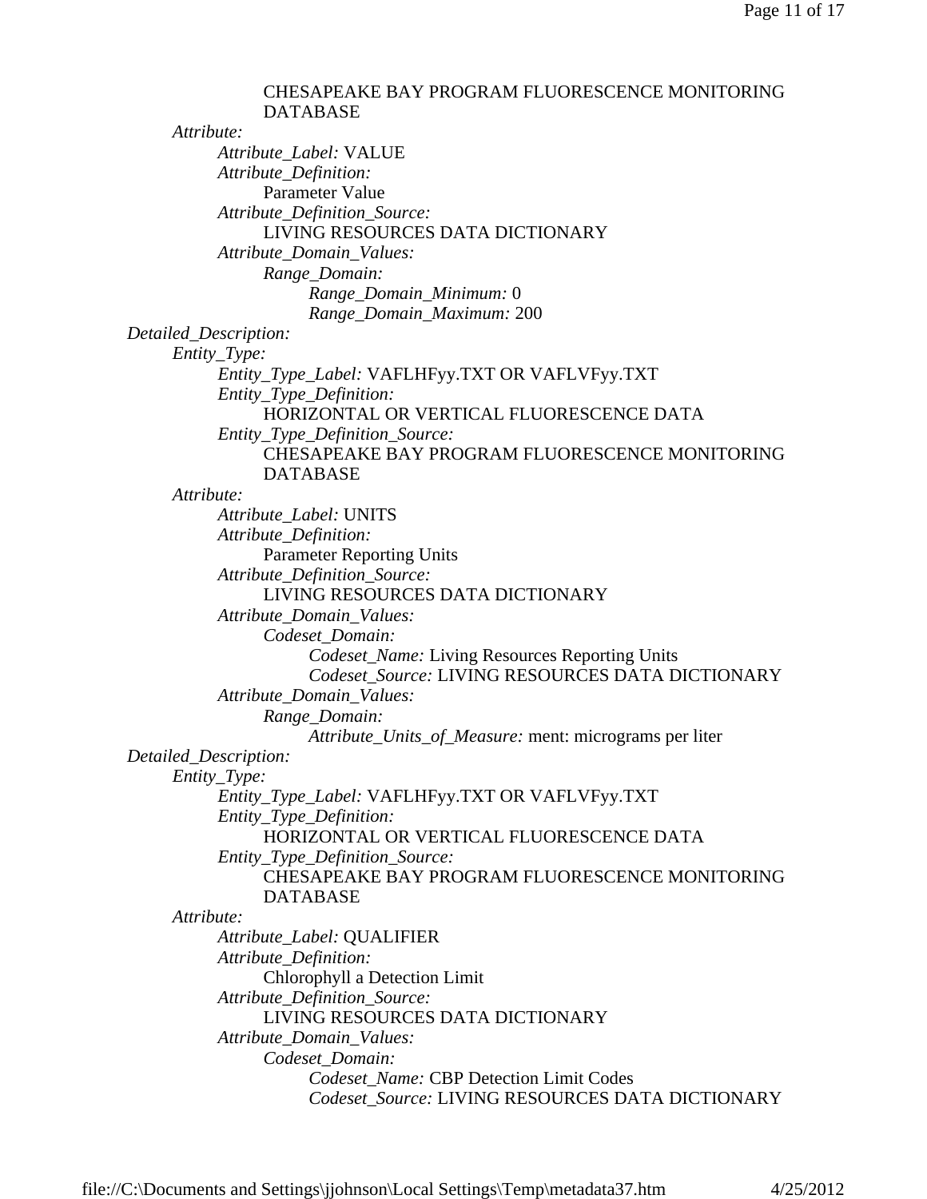CHESAPEAKE BAY PROGRAM FLUORESCENCE MONITORING DATABASE

*Attribute:*

*Attribute_Label:* VALUE

*Attribute_Definition:*

Parameter Value

*Attribute_Definition_Source:*

LIVING RESOURCES DATA DICTIONARY

*Attribute_Domain_Values:*

*Range_Domain:*

*Range_Domain_Minimum:* 0

*Range_Domain_Maximum:* 200

*Detailed_Description:*

*Entity_Type:*

*Entity_Type_Label:* VAFLHFyy.TXT OR VAFLVFyy.TXT

*Entity_Type_Definition:*

HORIZONTAL OR VERTICAL FLUORESCENCE DATA

*Entity_Type_Definition_Source:*

CHESAPEAKE BAY PROGRAM FLUORESCENCE MONITORING DATABASE

*Attribute:*

*Attribute_Label:* UNITS

*Attribute_Definition:*

Parameter Reporting Units

*Attribute_Definition_Source:*

LIVING RESOURCES DATA DICTIONARY

*Attribute_Domain_Values:*

*Codeset_Domain:*

*Codeset_Name:* Living Resources Reporting Units

*Codeset_Source:* LIVING RESOURCES DATA DICTIONARY

*Attribute_Domain_Values:*

*Range_Domain:*

*Attribute_Units_of_Measure:* ment: micrograms per liter

*Detailed_Description:*

*Entity_Type:*

*Entity_Type_Label:* VAFLHFyy.TXT OR VAFLVFyy.TXT

*Entity_Type_Definition:*

HORIZONTAL OR VERTICAL FLUORESCENCE DATA

*Entity_Type_Definition_Source:*

CHESAPEAKE BAY PROGRAM FLUORESCENCE MONITORING DATABASE

*Attribute:*

*Attribute_Label:* QUALIFIER

*Attribute_Definition:*

Chlorophyll a Detection Limit

*Attribute_Definition_Source:*

LIVING RESOURCES DATA DICTIONARY

*Attribute_Domain_Values:*

*Codeset_Domain:*

*Codeset_Name:* CBP Detection Limit Codes

*Codeset_Source:* LIVING RESOURCES DATA DICTIONARY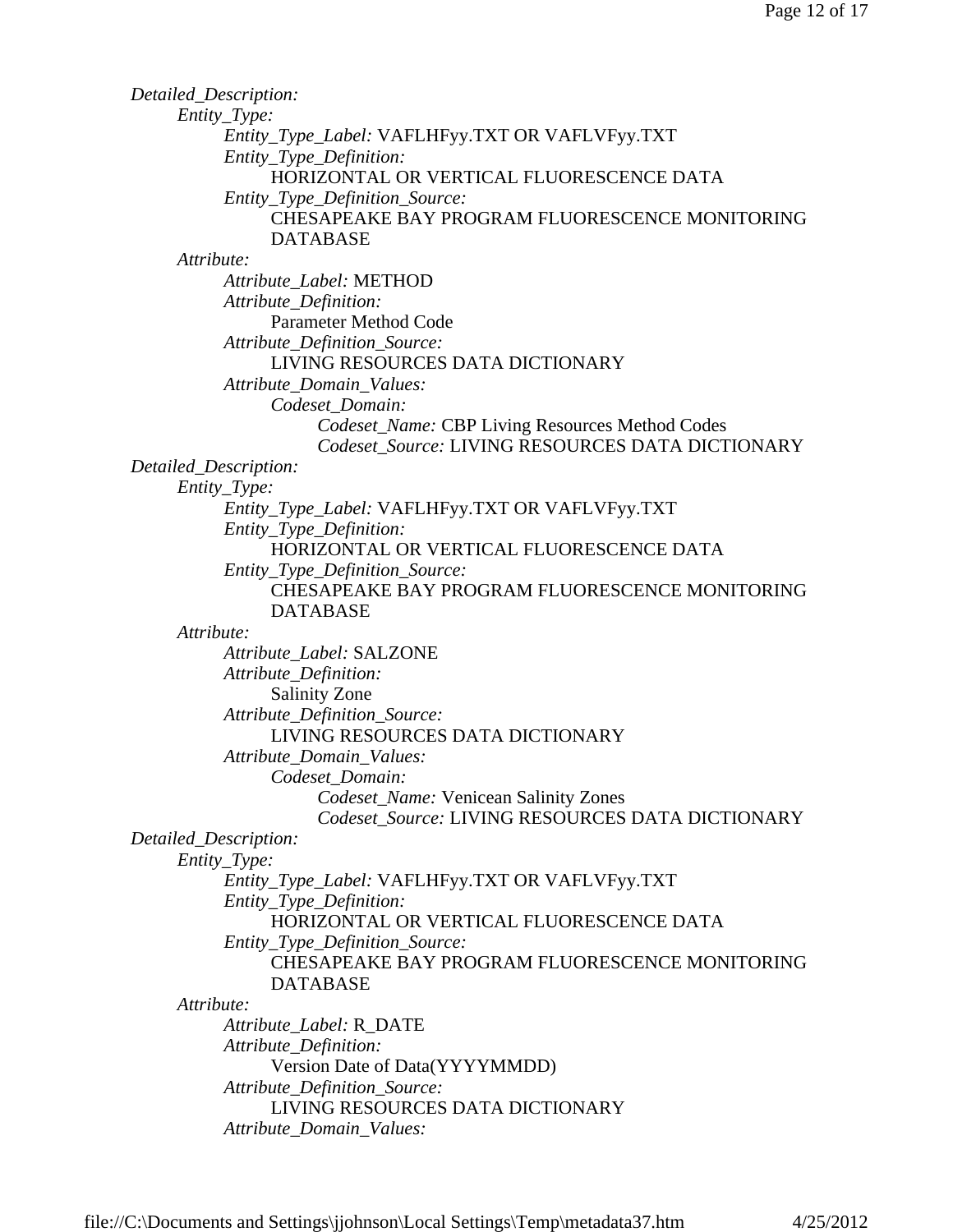*Detailed_Description:*

- *Entity_Type:*
  - *Entity_Type_Label:* VAFLHFyy.TXT OR VAFLVFyy.TXT
  - *Entity_Type_Definition:*
    - HORIZONTAL OR VERTICAL FLUORESCENCE DATA
  - *Entity_Type_Definition_Source:*
    - CHESAPEAKE BAY PROGRAM FLUORESCENCE MONITORING DATABASE
- *Attribute:*
  - *Attribute_Label:* METHOD
  - *Attribute_Definition:*
    - Parameter Method Code
  - *Attribute_Definition_Source:*
    - LIVING RESOURCES DATA DICTIONARY
  - *Attribute_Domain_Values:*
    - *Codeset_Domain:*
      - *Codeset_Name:* CBP Living Resources Method Codes
      - *Codeset_Source:* LIVING RESOURCES DATA DICTIONARY

*Detailed_Description:*

- *Entity_Type:*
  - *Entity_Type_Label:* VAFLHFyy.TXT OR VAFLVFyy.TXT
  - *Entity_Type_Definition:*
    - HORIZONTAL OR VERTICAL FLUORESCENCE DATA
  - *Entity_Type_Definition_Source:*
    - CHESAPEAKE BAY PROGRAM FLUORESCENCE MONITORING DATABASE
- *Attribute:*
  - *Attribute_Label:* SALZONE
  - *Attribute_Definition:*
    - Salinity Zone
  - *Attribute_Definition_Source:*
    - LIVING RESOURCES DATA DICTIONARY
  - *Attribute_Domain_Values:*
    - *Codeset_Domain:*
      - *Codeset_Name:* Venicean Salinity Zones
      - *Codeset_Source:* LIVING RESOURCES DATA DICTIONARY

*Detailed_Description:*

- *Entity_Type:*
  - *Entity_Type_Label:* VAFLHFyy.TXT OR VAFLVFyy.TXT
  - *Entity_Type_Definition:*
    - HORIZONTAL OR VERTICAL FLUORESCENCE DATA
  - *Entity_Type_Definition_Source:*
    - CHESAPEAKE BAY PROGRAM FLUORESCENCE MONITORING DATABASE
- *Attribute:*
  - *Attribute_Label:* R_DATE
  - *Attribute_Definition:*
    - Version Date of Data(YYYYMMDD)
  - *Attribute_Definition_Source:*
    - LIVING RESOURCES DATA DICTIONARY
  - *Attribute_Domain_Values:*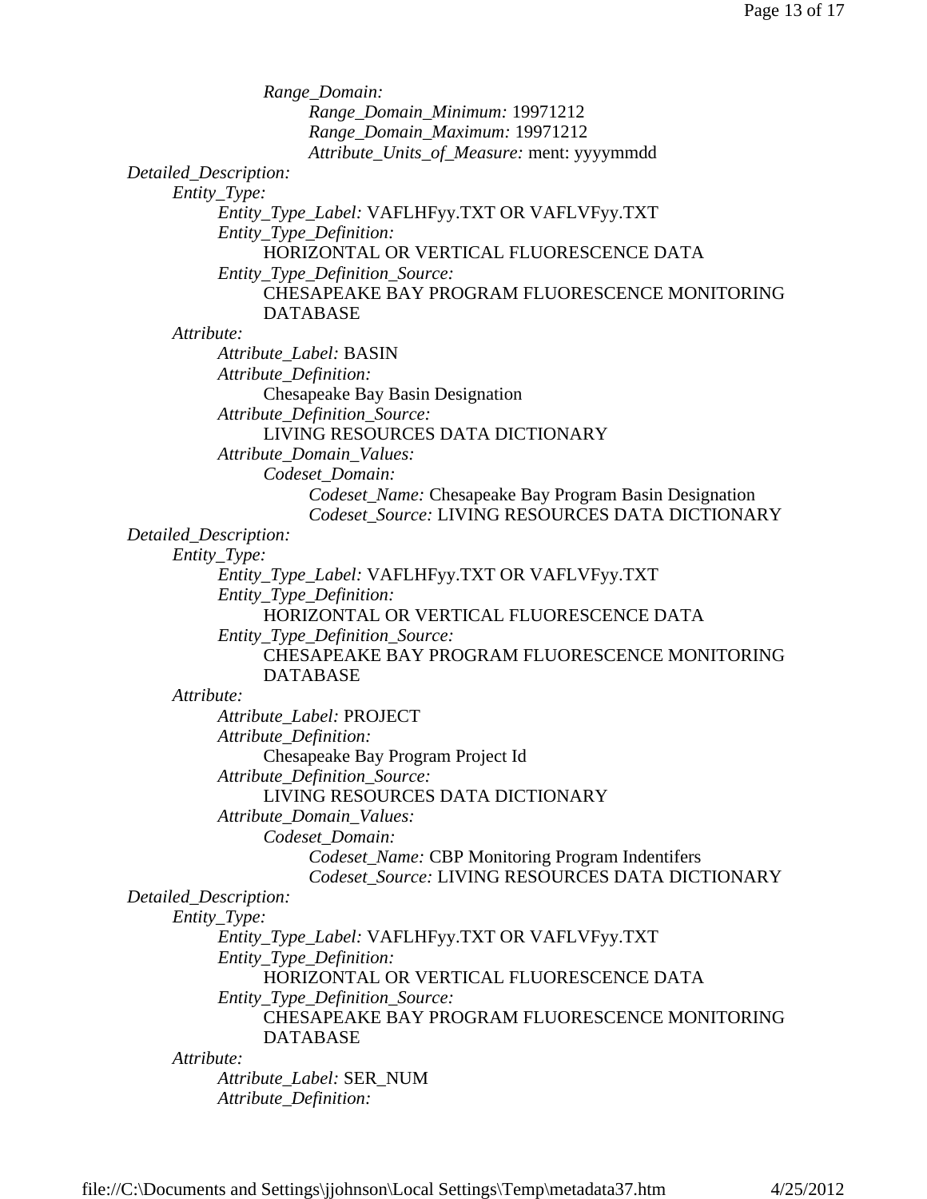*Range_Domain:*
*Range_Domain_Minimum:* 19971212
*Range_Domain_Maximum:* 19971212
*Attribute_Units_of_Measure:* ment: yyyymmdd

*Detailed_Description:*
*Entity_Type:*
*Entity_Type_Label:* VAFLHFyy.TXT OR VAFLVFyy.TXT
*Entity_Type_Definition:*
HORIZONTAL OR VERTICAL FLUORESCENCE DATA
*Entity_Type_Definition_Source:*
CHESAPEAKE BAY PROGRAM FLUORESCENCE MONITORING DATABASE
*Attribute:*
*Attribute_Label:* BASIN
*Attribute_Definition:*
Chesapeake Bay Basin Designation
*Attribute_Definition_Source:*
LIVING RESOURCES DATA DICTIONARY
*Attribute_Domain_Values:*
*Codeset_Domain:*
*Codeset_Name:* Chesapeake Bay Program Basin Designation
*Codeset_Source:* LIVING RESOURCES DATA DICTIONARY

*Detailed_Description:*
*Entity_Type:*
*Entity_Type_Label:* VAFLHFyy.TXT OR VAFLVFyy.TXT
*Entity_Type_Definition:*
HORIZONTAL OR VERTICAL FLUORESCENCE DATA
*Entity_Type_Definition_Source:*
CHESAPEAKE BAY PROGRAM FLUORESCENCE MONITORING DATABASE
*Attribute:*
*Attribute_Label:* PROJECT
*Attribute_Definition:*
Chesapeake Bay Program Project Id
*Attribute_Definition_Source:*
LIVING RESOURCES DATA DICTIONARY
*Attribute_Domain_Values:*
*Codeset_Domain:*
*Codeset_Name:* CBP Monitoring Program Indentifers
*Codeset_Source:* LIVING RESOURCES DATA DICTIONARY

*Detailed_Description:*
*Entity_Type:*
*Entity_Type_Label:* VAFLHFyy.TXT OR VAFLVFyy.TXT
*Entity_Type_Definition:*
HORIZONTAL OR VERTICAL FLUORESCENCE DATA
*Entity_Type_Definition_Source:*
CHESAPEAKE BAY PROGRAM FLUORESCENCE MONITORING DATABASE
*Attribute:*
*Attribute_Label:* SER_NUM
*Attribute_Definition:*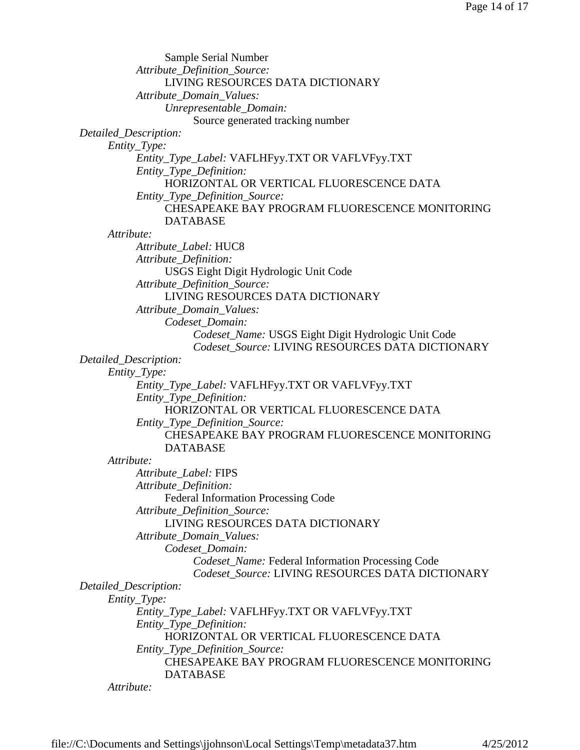Sample Serial Number

*Attribute_Definition_Source:*
LIVING RESOURCES DATA DICTIONARY

*Attribute_Domain_Values:*

*Unrepresentable_Domain:*
Source generated tracking number

*Detailed_Description:*

*Entity_Type:*

*Entity_Type_Label:* VAFLHFyy.TXT OR VAFLVFyy.TXT

*Entity_Type_Definition:*
HORIZONTAL OR VERTICAL FLUORESCENCE DATA

*Entity_Type_Definition_Source:*
CHESAPEAKE BAY PROGRAM FLUORESCENCE MONITORING DATABASE

*Attribute:*

*Attribute_Label:* HUC8

*Attribute_Definition:*
USGS Eight Digit Hydrologic Unit Code

*Attribute_Definition_Source:*
LIVING RESOURCES DATA DICTIONARY

*Attribute_Domain_Values:*

*Codeset_Domain:*

*Codeset_Name:* USGS Eight Digit Hydrologic Unit Code

*Codeset_Source:* LIVING RESOURCES DATA DICTIONARY

*Detailed_Description:*

*Entity_Type:*

*Entity_Type_Label:* VAFLHFyy.TXT OR VAFLVFyy.TXT

*Entity_Type_Definition:*
HORIZONTAL OR VERTICAL FLUORESCENCE DATA

*Entity_Type_Definition_Source:*
CHESAPEAKE BAY PROGRAM FLUORESCENCE MONITORING DATABASE

*Attribute:*

*Attribute_Label:* FIPS

*Attribute_Definition:*
Federal Information Processing Code

*Attribute_Definition_Source:*
LIVING RESOURCES DATA DICTIONARY

*Attribute_Domain_Values:*

*Codeset_Domain:*

*Codeset_Name:* Federal Information Processing Code

*Codeset_Source:* LIVING RESOURCES DATA DICTIONARY

*Detailed_Description:*

*Entity_Type:*

*Entity_Type_Label:* VAFLHFyy.TXT OR VAFLVFyy.TXT

*Entity_Type_Definition:*
HORIZONTAL OR VERTICAL FLUORESCENCE DATA

*Entity_Type_Definition_Source:*
CHESAPEAKE BAY PROGRAM FLUORESCENCE MONITORING DATABASE

*Attribute:*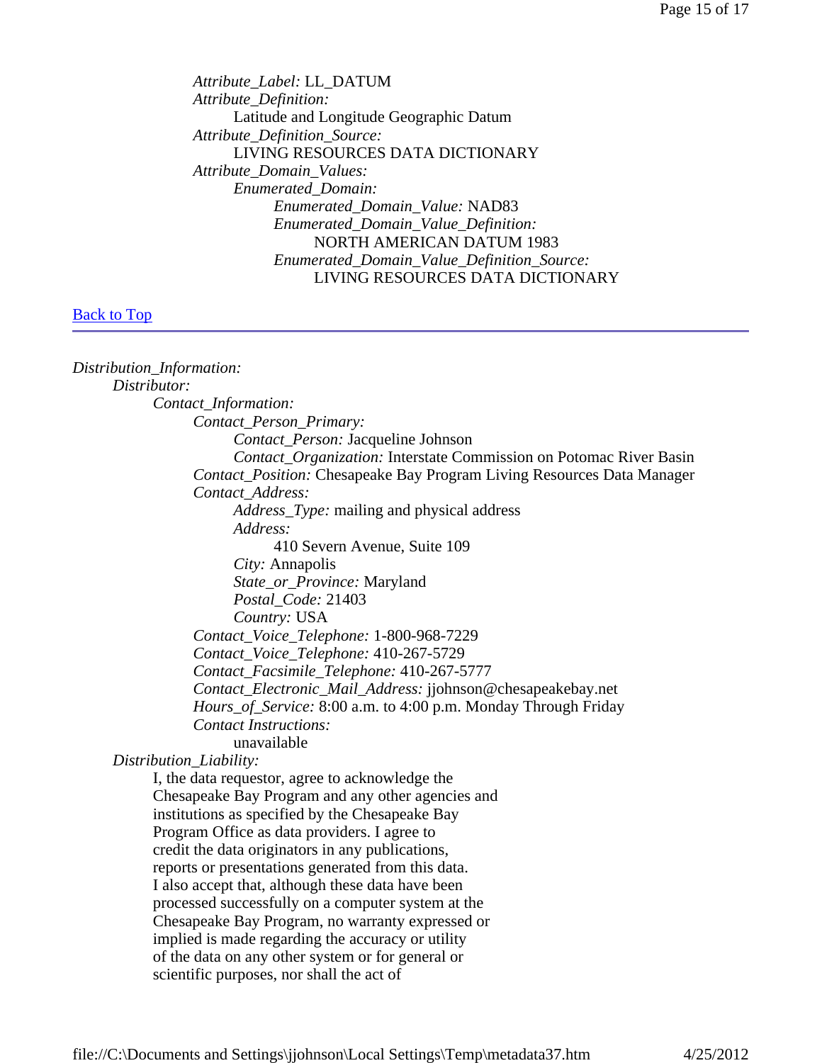*Attribute_Label:* LL_DATUM
*Attribute_Definition:*
Latitude and Longitude Geographic Datum
*Attribute_Definition_Source:*
LIVING RESOURCES DATA DICTIONARY
*Attribute_Domain_Values:*
*Enumerated_Domain:*
*Enumerated_Domain_Value:* NAD83
*Enumerated_Domain_Value_Definition:*
NORTH AMERICAN DATUM 1983
*Enumerated_Domain_Value_Definition_Source:*
LIVING RESOURCES DATA DICTIONARY

Back to Top

---

*Distribution_Information:*
*Distributor:*
*Contact_Information:*
*Contact_Person_Primary:*
*Contact_Person:* Jacqueline Johnson
*Contact_Organization:* Interstate Commission on Potomac River Basin
*Contact_Position:* Chesapeake Bay Program Living Resources Data Manager
*Contact_Address:*
*Address_Type:* mailing and physical address
*Address:*
410 Severn Avenue, Suite 109
*City:* Annapolis
*State_or_Province:* Maryland
*Postal_Code:* 21403
*Country:* USA
*Contact_Voice_Telephone:* 1-800-968-7229
*Contact_Voice_Telephone:* 410-267-5729
*Contact_Facsimile_Telephone:* 410-267-5777
*Contact_Electronic_Mail_Address:* jjohnson@chesapeakebay.net
*Hours_of_Service:* 8:00 a.m. to 4:00 p.m. Monday Through Friday
*Contact Instructions:*
unavailable
*Distribution_Liability:*
I, the data requestor, agree to acknowledge the Chesapeake Bay Program and any other agencies and institutions as specified by the Chesapeake Bay Program Office as data providers. I agree to credit the data originators in any publications, reports or presentations generated from this data. I also accept that, although these data have been processed successfully on a computer system at the Chesapeake Bay Program, no warranty expressed or implied is made regarding the accuracy or utility of the data on any other system or for general or scientific purposes, nor shall the act of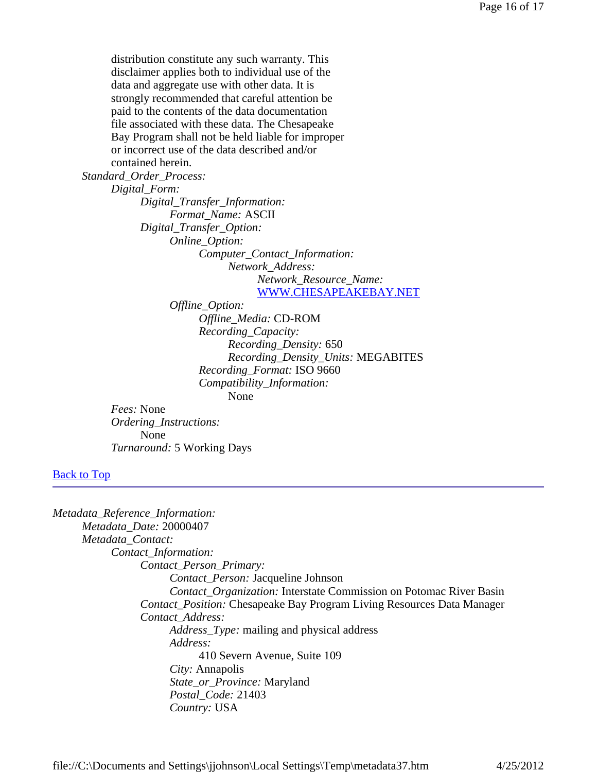distribution constitute any such warranty. This disclaimer applies both to individual use of the data and aggregate use with other data. It is strongly recommended that careful attention be paid to the contents of the data documentation file associated with these data. The Chesapeake Bay Program shall not be held liable for improper or incorrect use of the data described and/or contained herein.

*Standard_Order_Process:*

- *Digital_Form:*
  - *Digital_Transfer_Information:*
    - *Format_Name:* ASCII
  - *Digital_Transfer_Option:*
    - *Online_Option:*
      - *Computer_Contact_Information:*
        - *Network_Address:*
          - *Network_Resource_Name:* [WWW.CHESAPEAKEBAY.NET](WWW.CHESAPEAKEBAY.NET)
    - *Offline_Option:*
      - *Offline_Media:* CD-ROM
      - *Recording_Capacity:*
        - *Recording_Density:* 650
        - *Recording_Density_Units:* MEGABITES
      - *Recording_Format:* ISO 9660
      - *Compatibility_Information:*
        - None
- *Fees:* None
- *Ordering_Instructions:*
  - None
- *Turnaround:* 5 Working Days

[Back to Top]()

---

*Metadata_Reference_Information:*

- *Metadata_Date:* 20000407
- *Metadata_Contact:*
  - *Contact_Information:*
    - *Contact_Person_Primary:*
      - *Contact_Person:* Jacqueline Johnson
      - *Contact_Organization:* Interstate Commission on Potomac River Basin
    - *Contact_Position:* Chesapeake Bay Program Living Resources Data Manager
    - *Contact_Address:*
      - *Address_Type:* mailing and physical address
      - *Address:*
        - 410 Severn Avenue, Suite 109
      - *City:* Annapolis
      - *State_or_Province:* Maryland
      - *Postal_Code:* 21403
      - *Country:* USA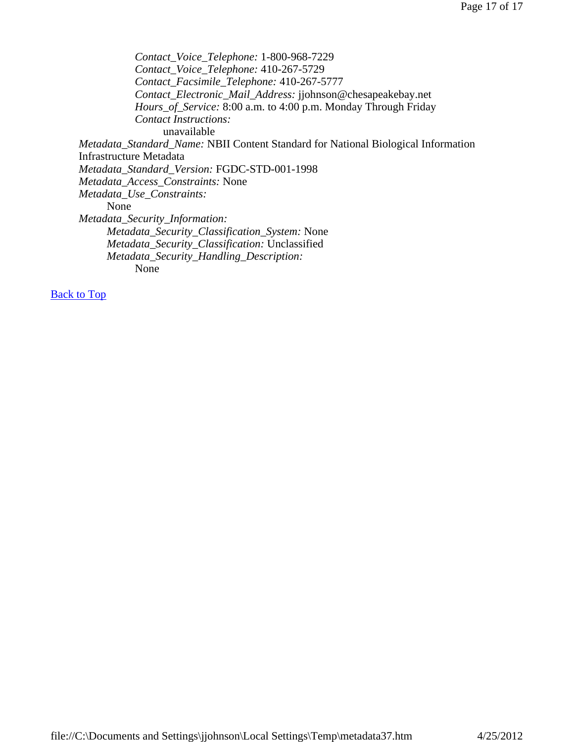*Contact_Voice_Telephone:* 1-800-968-7229
*Contact_Voice_Telephone:* 410-267-5729
*Contact_Facsimile_Telephone:* 410-267-5777
*Contact_Electronic_Mail_Address:* jjohnson@chesapeakebay.net
*Hours_of_Service:* 8:00 a.m. to 4:00 p.m. Monday Through Friday
*Contact Instructions:*
unavailable

*Metadata_Standard_Name:* NBII Content Standard for National Biological Information Infrastructure Metadata
*Metadata_Standard_Version:* FGDC-STD-001-1998
*Metadata_Access_Constraints:* None
*Metadata_Use_Constraints:*
None
*Metadata_Security_Information:*
*Metadata_Security_Classification_System:* None
*Metadata_Security_Classification:* Unclassified
*Metadata_Security_Handling_Description:*
None

Back to Top